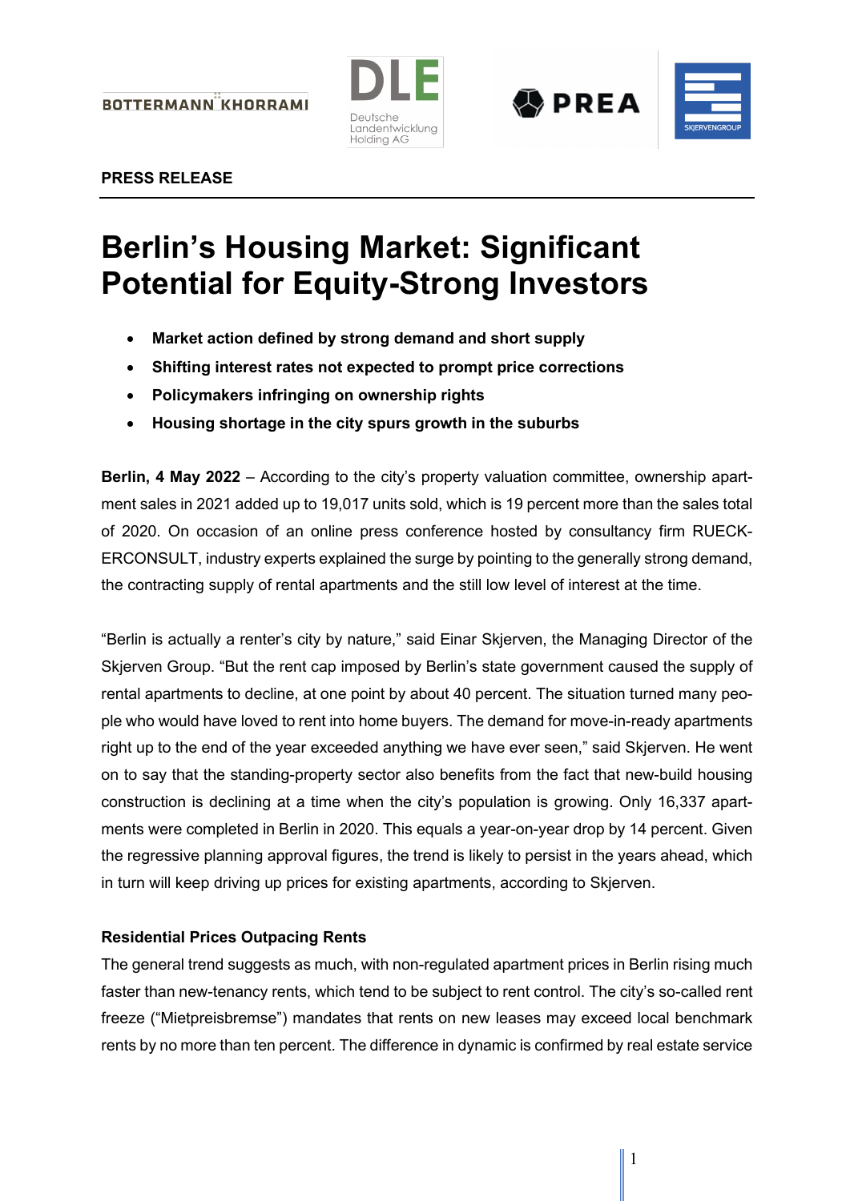**PRESS RELEASE**

# Berlin's Housing Market: Significant Potential for Equity-Strong Investors

- **Market action defined by strong demand and short supply**
- **Shifting interest rates not expected to prompt price corrections**
- **Policymakers infringing on ownership rights**
- **Housing shortage in the city spurs growth in the suburbs**

**Berlin, 4 May 2022** – According to the city's property valuation committee, ownership apartment sales in 2021 added up to 19,017 units sold, which is 19 percent more than the sales total of 2020. On occasion of an online press conference hosted by consultancy firm RUECKERCONSULT, industry experts explained the surge by pointing to the generally strong demand, the contracting supply of rental apartments and the still low level of interest at the time.

"Berlin is actually a renter's city by nature," said Einar Skjerven, the Managing Director of the Skjerven Group. "But the rent cap imposed by Berlin's state government caused the supply of rental apartments to decline, at one point by about 40 percent. The situation turned many people who would have loved to rent into home buyers. The demand for move-in-ready apartments right up to the end of the year exceeded anything we have ever seen," said Skjerven. He went on to say that the standing-property sector also benefits from the fact that new-build housing construction is declining at a time when the city's population is growing. Only 16,337 apartments were completed in Berlin in 2020. This equals a year-on-year drop by 14 percent. Given the regressive planning approval figures, the trend is likely to persist in the years ahead, which in turn will keep driving up prices for existing apartments, according to Skjerven.

**Residential Prices Outpacing Rents**

The general trend suggests as much, with non-regulated apartment prices in Berlin rising much faster than new-tenancy rents, which tend to be subject to rent control. The city's so-called rent freeze ("Mietpreisbremse") mandates that rents on new leases may exceed local benchmark rents by no more than ten percent. The difference in dynamic is confirmed by real estate service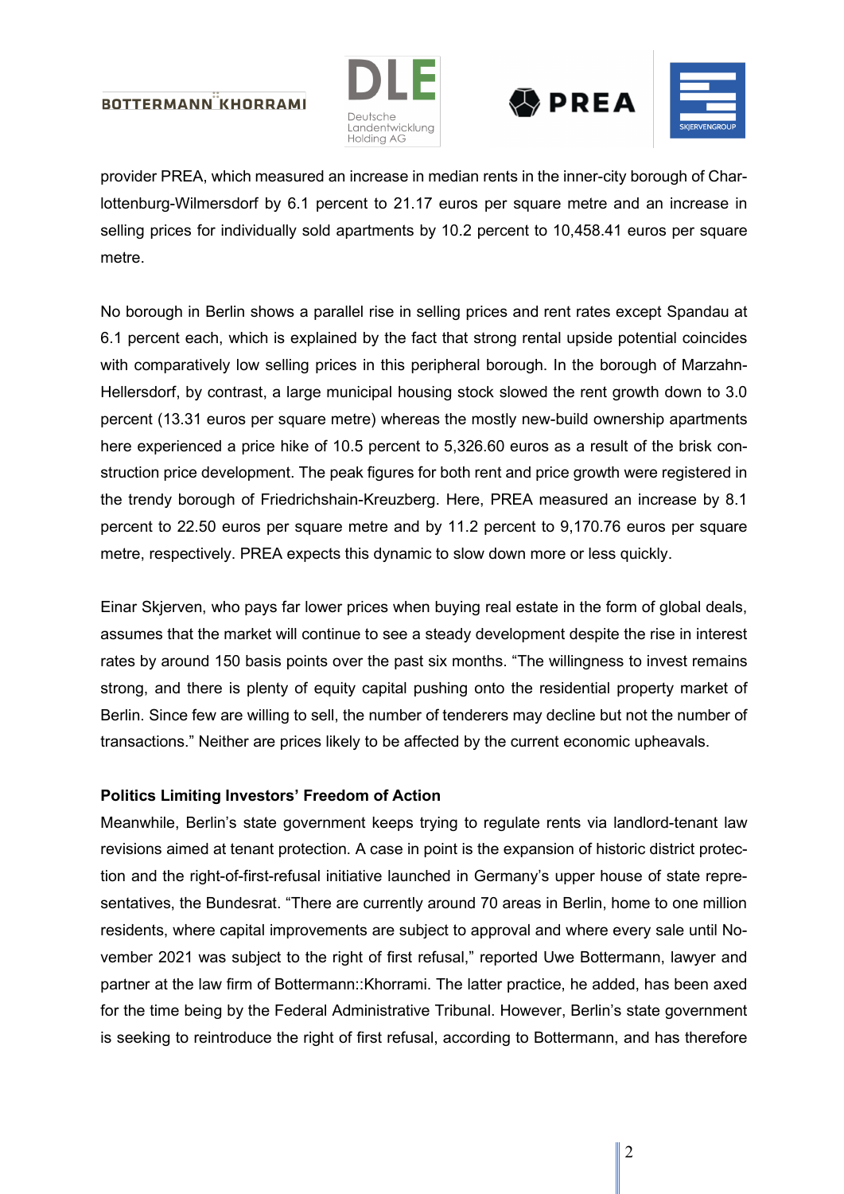provider PREA, which measured an increase in median rents in the inner-city borough of Charlottenburg-Wilmersdorf by 6.1 percent to 21.17 euros per square metre and an increase in selling prices for individually sold apartments by 10.2 percent to 10,458.41 euros per square metre.

No borough in Berlin shows a parallel rise in selling prices and rent rates except Spandau at 6.1 percent each, which is explained by the fact that strong rental upside potential coincides with comparatively low selling prices in this peripheral borough. In the borough of Marzahn-Hellersdorf, by contrast, a large municipal housing stock slowed the rent growth down to 3.0 percent (13.31 euros per square metre) whereas the mostly new-build ownership apartments here experienced a price hike of 10.5 percent to 5,326.60 euros as a result of the brisk construction price development. The peak figures for both rent and price growth were registered in the trendy borough of Friedrichshain-Kreuzberg. Here, PREA measured an increase by 8.1 percent to 22.50 euros per square metre and by 11.2 percent to 9,170.76 euros per square metre, respectively. PREA expects this dynamic to slow down more or less quickly.

Einar Skjerven, who pays far lower prices when buying real estate in the form of global deals, assumes that the market will continue to see a steady development despite the rise in interest rates by around 150 basis points over the past six months. “The willingness to invest remains strong, and there is plenty of equity capital pushing onto the residential property market of Berlin. Since few are willing to sell, the number of tenderers may decline but not the number of transactions.” Neither are prices likely to be affected by the current economic upheavals.

**Politics Limiting Investors’ Freedom of Action**

Meanwhile, Berlin’s state government keeps trying to regulate rents via landlord-tenant law revisions aimed at tenant protection. A case in point is the expansion of historic district protection and the right-of-first-refusal initiative launched in Germany’s upper house of state representatives, the Bundesrat. “There are currently around 70 areas in Berlin, home to one million residents, where capital improvements are subject to approval and where every sale until November 2021 was subject to the right of first refusal,” reported Uwe Bottermann, lawyer and partner at the law firm of Bottermann::Khorrami. The latter practice, he added, has been axed for the time being by the Federal Administrative Tribunal. However, Berlin’s state government is seeking to reintroduce the right of first refusal, according to Bottermann, and has therefore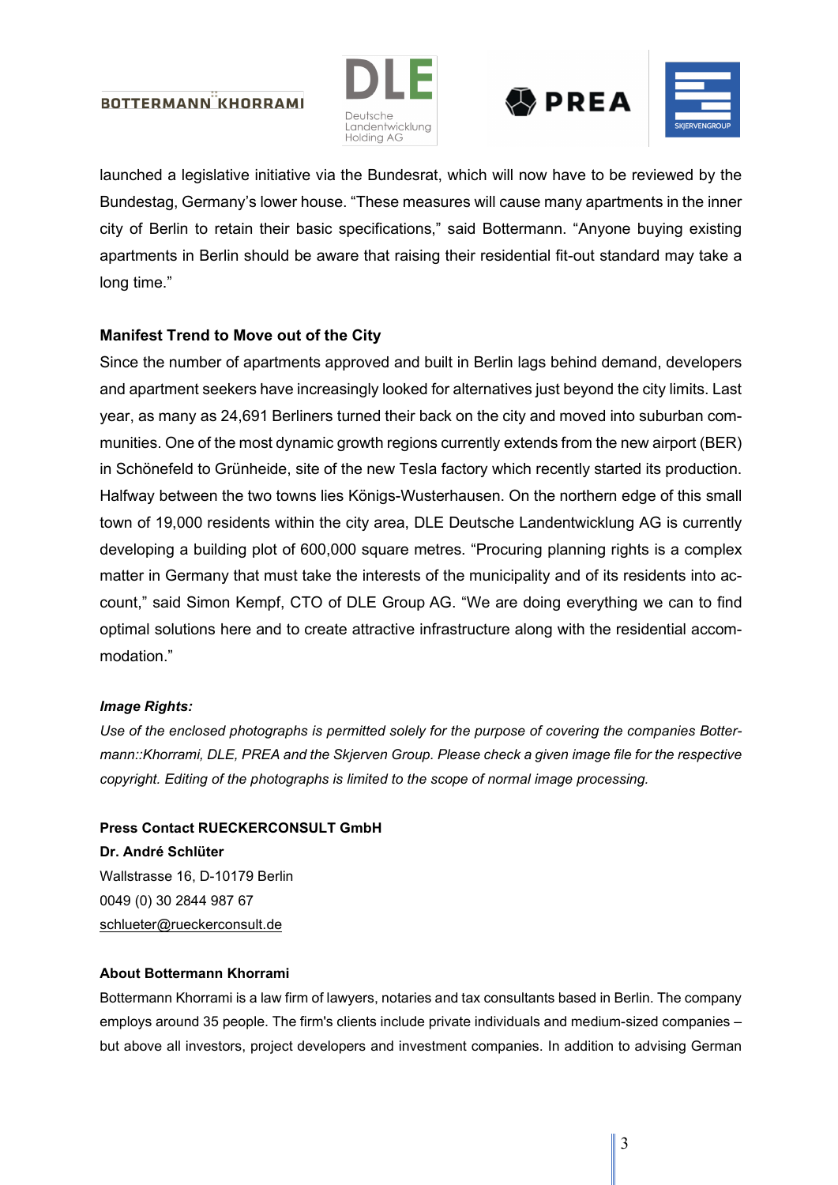launched a legislative initiative via the Bundesrat, which will now have to be reviewed by the Bundestag, Germany's lower house. "These measures will cause many apartments in the inner city of Berlin to retain their basic specifications," said Bottermann. "Anyone buying existing apartments in Berlin should be aware that raising their residential fit-out standard may take a long time."

**Manifest Trend to Move out of the City**

Since the number of apartments approved and built in Berlin lags behind demand, developers and apartment seekers have increasingly looked for alternatives just beyond the city limits. Last year, as many as 24,691 Berliners turned their back on the city and moved into suburban communities. One of the most dynamic growth regions currently extends from the new airport (BER) in Schönefeld to Grünheide, site of the new Tesla factory which recently started its production. Halfway between the two towns lies Königs-Wusterhausen. On the northern edge of this small town of 19,000 residents within the city area, DLE Deutsche Landentwicklung AG is currently developing a building plot of 600,000 square metres. "Procuring planning rights is a complex matter in Germany that must take the interests of the municipality and of its residents into account," said Simon Kempf, CTO of DLE Group AG. "We are doing everything we can to find optimal solutions here and to create attractive infrastructure along with the residential accommodation."

***Image Rights:***

*Use of the enclosed photographs is permitted solely for the purpose of covering the companies Bottermann::Khorrami, DLE, PREA and the Skjerven Group. Please check a given image file for the respective copyright. Editing of the photographs is limited to the scope of normal image processing.*

**Press Contact RUECKERCONSULT GmbH**
**Dr. André Schlüter**
Wallstrasse 16, D-10179 Berlin
0049 (0) 30 2844 987 67
schlueter@rueckerconsult.de

**About Bottermann Khorrami**

Bottermann Khorrami is a law firm of lawyers, notaries and tax consultants based in Berlin. The company employs around 35 people. The firm's clients include private individuals and medium-sized companies – but above all investors, project developers and investment companies. In addition to advising German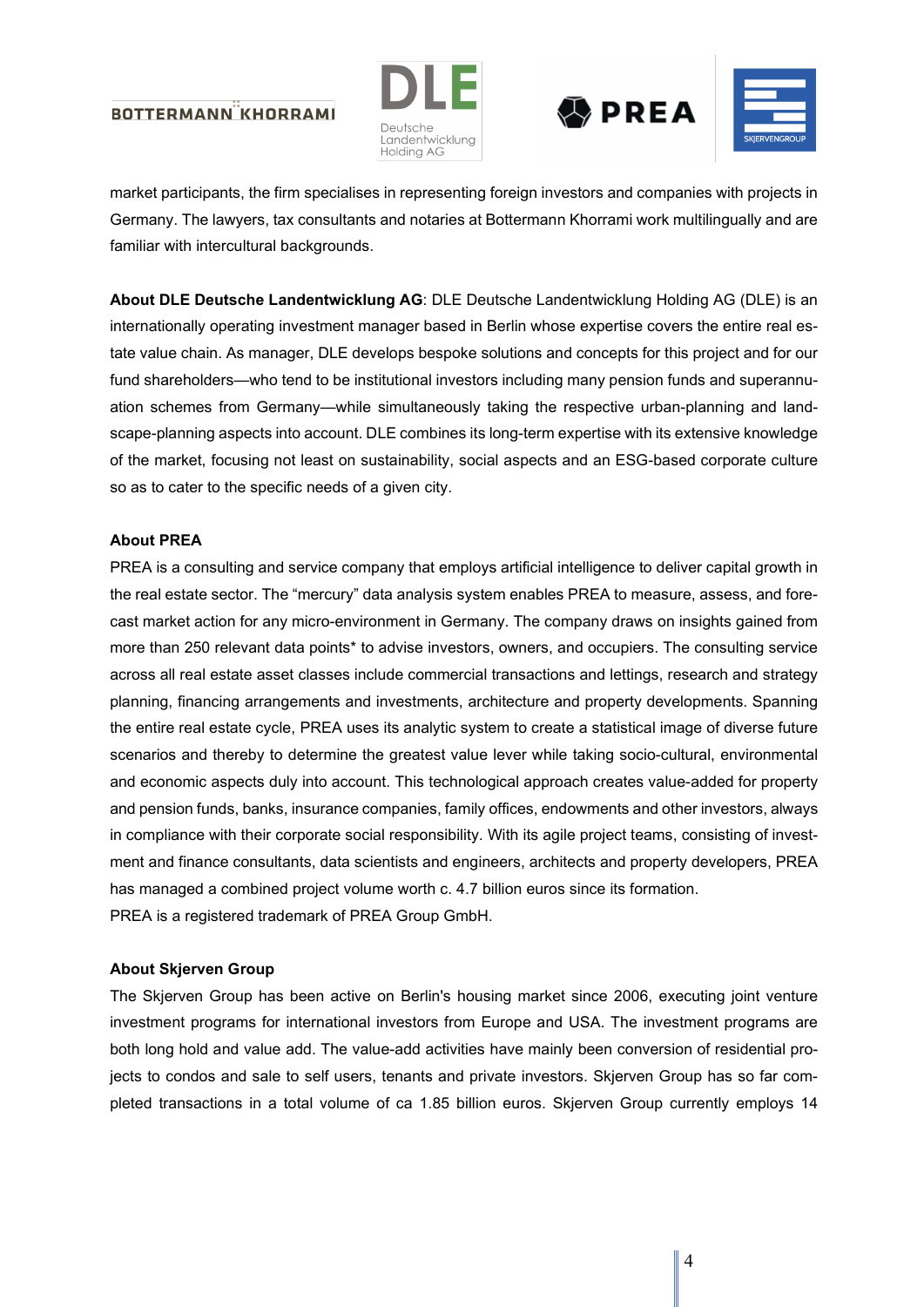market participants, the firm specialises in representing foreign investors and companies with projects in Germany. The lawyers, tax consultants and notaries at Bottermann Khorrami work multilingually and are familiar with intercultural backgrounds.

**About DLE Deutsche Landentwicklung AG**: DLE Deutsche Landentwicklung Holding AG (DLE) is an internationally operating investment manager based in Berlin whose expertise covers the entire real estate value chain. As manager, DLE develops bespoke solutions and concepts for this project and for our fund shareholders—who tend to be institutional investors including many pension funds and superannuation schemes from Germany—while simultaneously taking the respective urban-planning and landscape-planning aspects into account. DLE combines its long-term expertise with its extensive knowledge of the market, focusing not least on sustainability, social aspects and an ESG-based corporate culture so as to cater to the specific needs of a given city.

**About PREA**

PREA is a consulting and service company that employs artificial intelligence to deliver capital growth in the real estate sector. The "mercury" data analysis system enables PREA to measure, assess, and forecast market action for any micro-environment in Germany. The company draws on insights gained from more than 250 relevant data points* to advise investors, owners, and occupiers. The consulting service across all real estate asset classes include commercial transactions and lettings, research and strategy planning, financing arrangements and investments, architecture and property developments. Spanning the entire real estate cycle, PREA uses its analytic system to create a statistical image of diverse future scenarios and thereby to determine the greatest value lever while taking socio-cultural, environmental and economic aspects duly into account. This technological approach creates value-added for property and pension funds, banks, insurance companies, family offices, endowments and other investors, always in compliance with their corporate social responsibility. With its agile project teams, consisting of investment and finance consultants, data scientists and engineers, architects and property developers, PREA has managed a combined project volume worth c. 4.7 billion euros since its formation.
PREA is a registered trademark of PREA Group GmbH.

**About Skjerven Group**

The Skjerven Group has been active on Berlin's housing market since 2006, executing joint venture investment programs for international investors from Europe and USA. The investment programs are both long hold and value add. The value-add activities have mainly been conversion of residential projects to condos and sale to self users, tenants and private investors. Skjerven Group has so far completed transactions in a total volume of ca 1.85 billion euros. Skjerven Group currently employs 14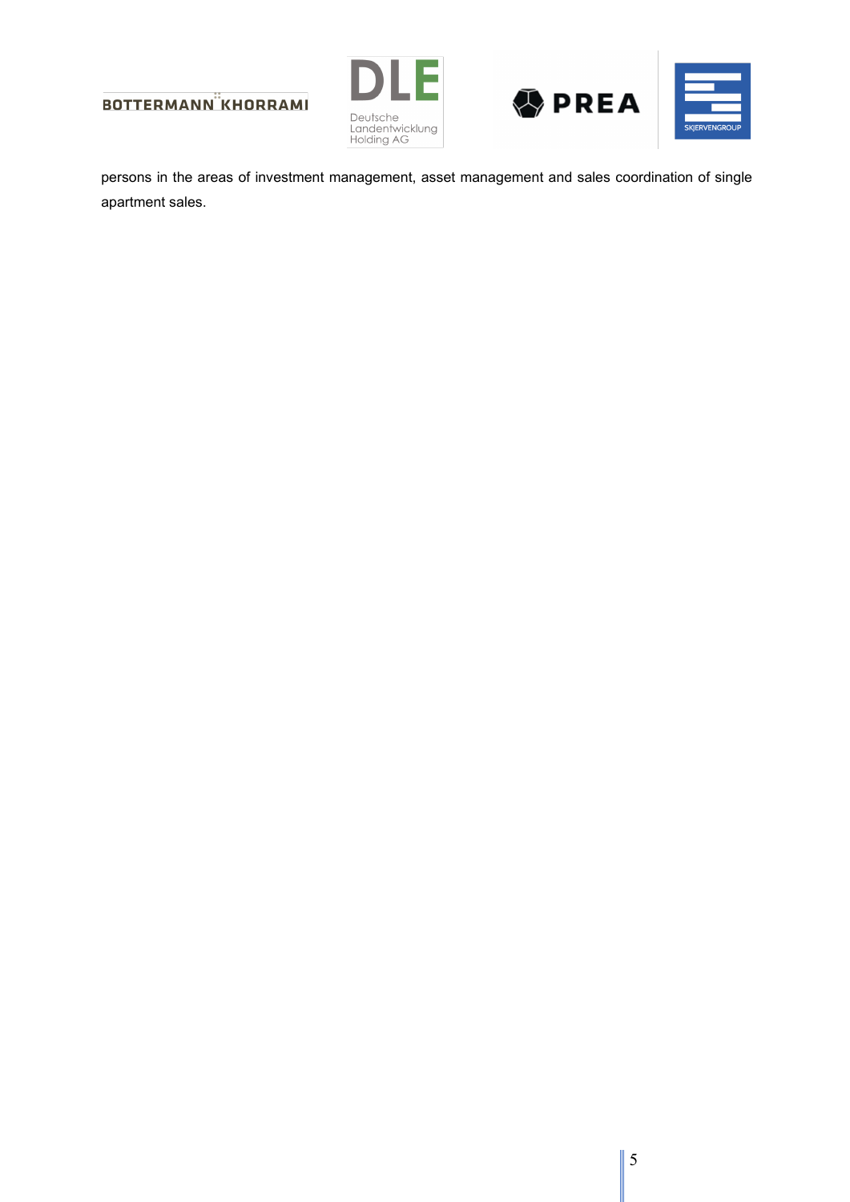persons in the areas of investment management, asset management and sales coordination of single apartment sales.